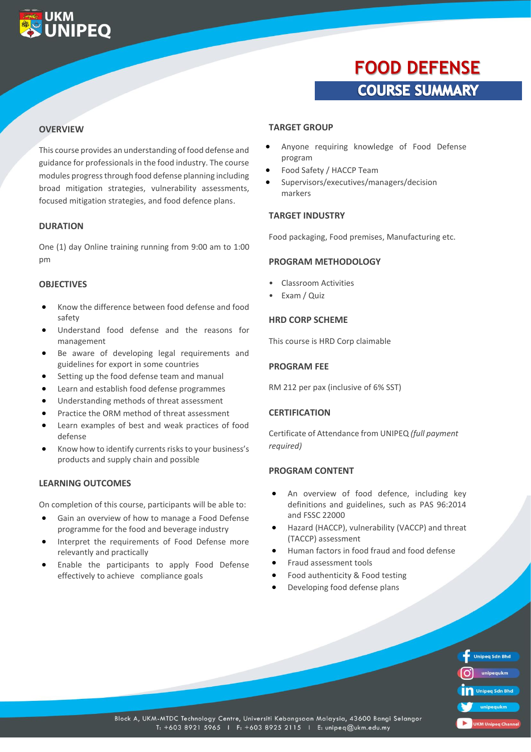UKM UNIPEQ

# FOOD DEFENSE

## COURSE SUMMARY

### OVERVIEW

This course provides an understanding of food defense and guidance for professionals in the food industry. The course modules progress through food defense planning including broad mitigation strategies, vulnerability assessments, focused mitigation strategies, and food defence plans.

### DURATION

One (1) day Online training running from 9:00 am to 1:00 pm

### OBJECTIVES

- Know the difference between food defense and food safety
- Understand food defense and the reasons for management
- Be aware of developing legal requirements and guidelines for export in some countries
- Setting up the food defense team and manual
- Learn and establish food defense programmes
- Understanding methods of threat assessment
- Practice the ORM method of threat assessment
- Learn examples of best and weak practices of food defense
- Know how to identify currents risks to your business's products and supply chain and possible

### LEARNING OUTCOMES

On completion of this course, participants will be able to:

- Gain an overview of how to manage a Food Defense programme for the food and beverage industry
- Interpret the requirements of Food Defense more relevantly and practically
- Enable the participants to apply Food Defense effectively to achieve compliance goals

### TARGET GROUP

- Anyone requiring knowledge of Food Defense program
- Food Safety / HACCP Team
- Supervisors/executives/managers/decision markers

### TARGET INDUSTRY

Food packaging, Food premises, Manufacturing etc.

### PROGRAM METHODOLOGY

- Classroom Activities
- Exam / Quiz

### HRD CORP SCHEME

This course is HRD Corp claimable

### PROGRAM FEE

RM 212 per pax (inclusive of 6% SST)

### CERTIFICATION

Certificate of Attendance from UNIPEQ *(full payment required)*

### PROGRAM CONTENT

- An overview of food defence, including key definitions and guidelines, such as PAS 96:2014 and FSSC 22000
- Hazard (HACCP), vulnerability (VACCP) and threat (TACCP) assessment
- Human factors in food fraud and food defense
- Fraud assessment tools
- Food authenticity & Food testing
- Developing food defense plans

Unipeq Sdn Bhd | unipequkm | Unipeq Sdn Bhd | unipequkm | UKM Unipeq Channel

Block A, UKM-MTDC Technology Centre, Universiti Kebangsaan Malaysia, 43600 Bangi Selangor
T: +603 8921 5965 | F: +603 8925 2115 | E: unipeq@ukm.edu.my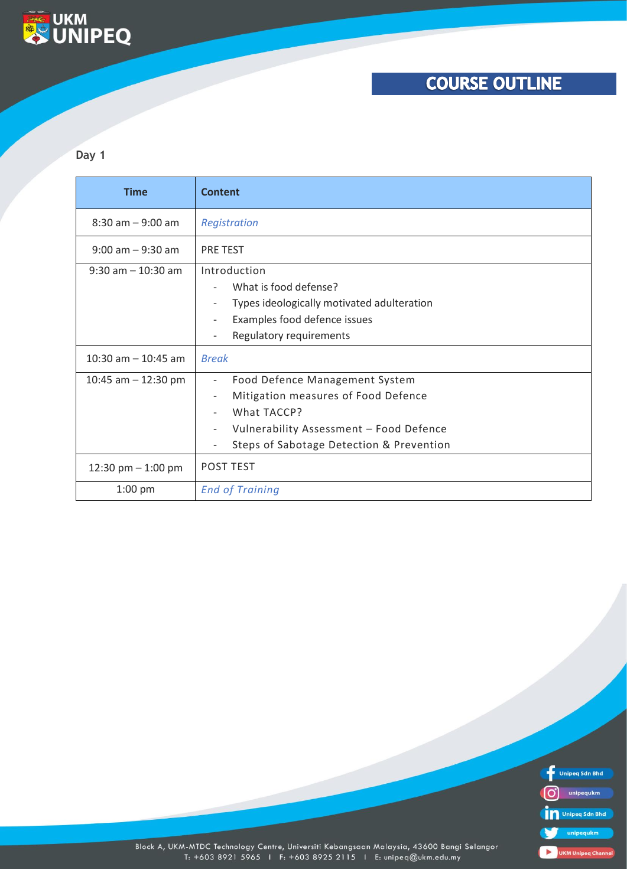# COURSE OUTLINE

**Day 1**

| Time | Content |
|---|---|
| 8:30 am – 9:00 am | *Registration* |
| 9:00 am – 9:30 am | PRE TEST |
| 9:30 am – 10:30 am | Introduction<br>- What is food defense?<br>- Types ideologically motivated adulteration<br>- Examples food defence issues<br>- Regulatory requirements |
| 10:30 am – 10:45 am | *Break* |
| 10:45 am – 12:30 pm | - Food Defence Management System<br>- Mitigation measures of Food Defence<br>- What TACCP?<br>- Vulnerability Assessment – Food Defence<br>- Steps of Sabotage Detection & Prevention |
| 12:30 pm – 1:00 pm | POST TEST |
| 1:00 pm | *End of Training* |